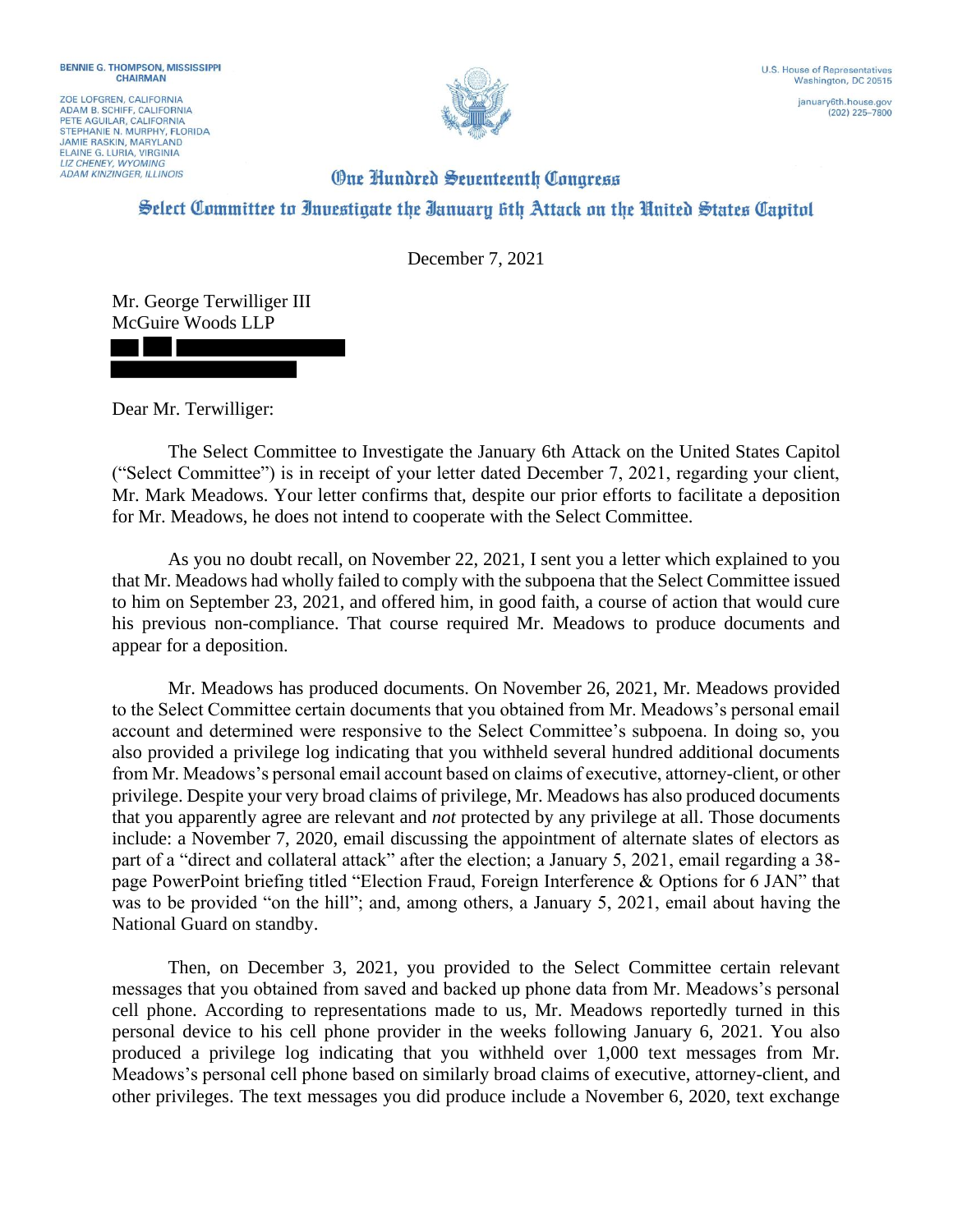BENNIE G. THOMPSON, MISSISSIPPI
CHAIRMAN

ZOE LOFGREN, CALIFORNIA
ADAM B. SCHIFF, CALIFORNIA
PETE AGUILAR, CALIFORNIA
STEPHANIE N. MURPHY, FLORIDA
JAMIE RASKIN, MARYLAND
ELAINE G. LURIA, VIRGINIA
*LIZ CHENEY, WYOMING*
*ADAM KINZINGER, ILLINOIS*

U.S. House of Representatives
Washington, DC 20515

january6th.house.gov
(202) 225–7800

**One Hundred Seventeenth Congress**

**Select Committee to Investigate the January 6th Attack on the United States Capitol**

December 7, 2021

Mr. George Terwilliger III
McGuire Woods LLP
███ ██ ██████████████
██████████████

Dear Mr. Terwilliger:

The Select Committee to Investigate the January 6th Attack on the United States Capitol ("Select Committee") is in receipt of your letter dated December 7, 2021, regarding your client, Mr. Mark Meadows. Your letter confirms that, despite our prior efforts to facilitate a deposition for Mr. Meadows, he does not intend to cooperate with the Select Committee.

As you no doubt recall, on November 22, 2021, I sent you a letter which explained to you that Mr. Meadows had wholly failed to comply with the subpoena that the Select Committee issued to him on September 23, 2021, and offered him, in good faith, a course of action that would cure his previous non-compliance. That course required Mr. Meadows to produce documents and appear for a deposition.

Mr. Meadows has produced documents. On November 26, 2021, Mr. Meadows provided to the Select Committee certain documents that you obtained from Mr. Meadows's personal email account and determined were responsive to the Select Committee's subpoena. In doing so, you also provided a privilege log indicating that you withheld several hundred additional documents from Mr. Meadows's personal email account based on claims of executive, attorney-client, or other privilege. Despite your very broad claims of privilege, Mr. Meadows has also produced documents that you apparently agree are relevant and *not* protected by any privilege at all. Those documents include: a November 7, 2020, email discussing the appointment of alternate slates of electors as part of a "direct and collateral attack" after the election; a January 5, 2021, email regarding a 38-page PowerPoint briefing titled "Election Fraud, Foreign Interference & Options for 6 JAN" that was to be provided "on the hill"; and, among others, a January 5, 2021, email about having the National Guard on standby.

Then, on December 3, 2021, you provided to the Select Committee certain relevant messages that you obtained from saved and backed up phone data from Mr. Meadows's personal cell phone. According to representations made to us, Mr. Meadows reportedly turned in this personal device to his cell phone provider in the weeks following January 6, 2021. You also produced a privilege log indicating that you withheld over 1,000 text messages from Mr. Meadows's personal cell phone based on similarly broad claims of executive, attorney-client, and other privileges. The text messages you did produce include a November 6, 2020, text exchange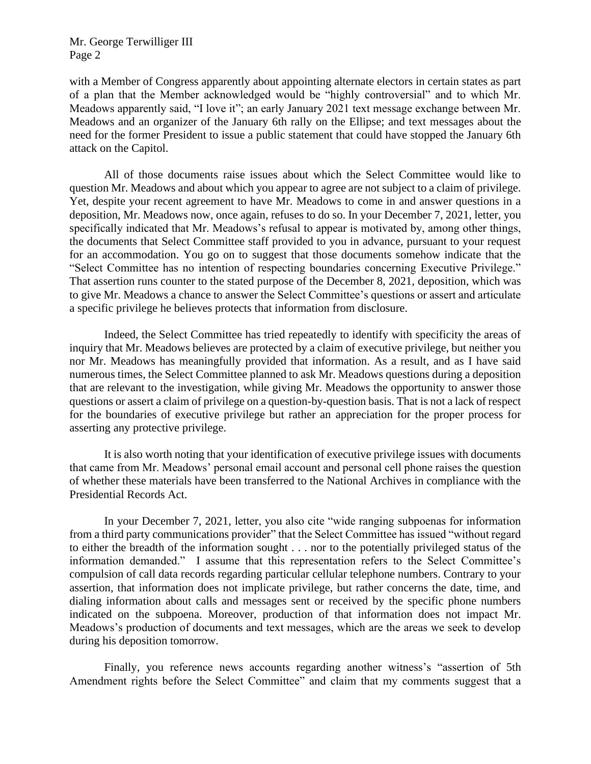with a Member of Congress apparently about appointing alternate electors in certain states as part of a plan that the Member acknowledged would be "highly controversial" and to which Mr. Meadows apparently said, "I love it"; an early January 2021 text message exchange between Mr. Meadows and an organizer of the January 6th rally on the Ellipse; and text messages about the need for the former President to issue a public statement that could have stopped the January 6th attack on the Capitol.

All of those documents raise issues about which the Select Committee would like to question Mr. Meadows and about which you appear to agree are not subject to a claim of privilege. Yet, despite your recent agreement to have Mr. Meadows to come in and answer questions in a deposition, Mr. Meadows now, once again, refuses to do so. In your December 7, 2021, letter, you specifically indicated that Mr. Meadows's refusal to appear is motivated by, among other things, the documents that Select Committee staff provided to you in advance, pursuant to your request for an accommodation. You go on to suggest that those documents somehow indicate that the "Select Committee has no intention of respecting boundaries concerning Executive Privilege." That assertion runs counter to the stated purpose of the December 8, 2021, deposition, which was to give Mr. Meadows a chance to answer the Select Committee's questions or assert and articulate a specific privilege he believes protects that information from disclosure.

Indeed, the Select Committee has tried repeatedly to identify with specificity the areas of inquiry that Mr. Meadows believes are protected by a claim of executive privilege, but neither you nor Mr. Meadows has meaningfully provided that information. As a result, and as I have said numerous times, the Select Committee planned to ask Mr. Meadows questions during a deposition that are relevant to the investigation, while giving Mr. Meadows the opportunity to answer those questions or assert a claim of privilege on a question-by-question basis. That is not a lack of respect for the boundaries of executive privilege but rather an appreciation for the proper process for asserting any protective privilege.

It is also worth noting that your identification of executive privilege issues with documents that came from Mr. Meadows' personal email account and personal cell phone raises the question of whether these materials have been transferred to the National Archives in compliance with the Presidential Records Act.

In your December 7, 2021, letter, you also cite "wide ranging subpoenas for information from a third party communications provider" that the Select Committee has issued "without regard to either the breadth of the information sought . . . nor to the potentially privileged status of the information demanded." I assume that this representation refers to the Select Committee's compulsion of call data records regarding particular cellular telephone numbers. Contrary to your assertion, that information does not implicate privilege, but rather concerns the date, time, and dialing information about calls and messages sent or received by the specific phone numbers indicated on the subpoena. Moreover, production of that information does not impact Mr. Meadows's production of documents and text messages, which are the areas we seek to develop during his deposition tomorrow.

Finally, you reference news accounts regarding another witness's "assertion of 5th Amendment rights before the Select Committee" and claim that my comments suggest that a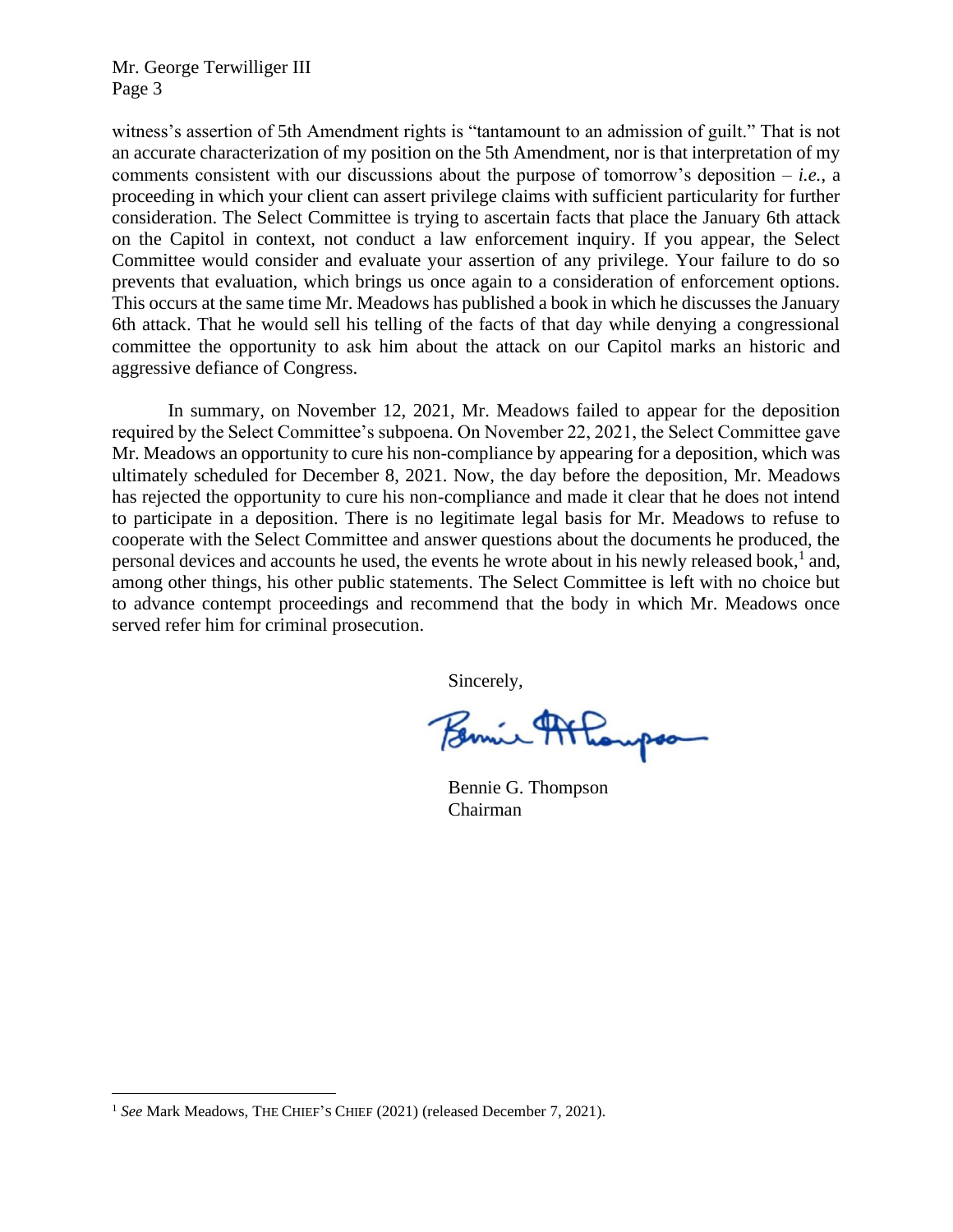witness's assertion of 5th Amendment rights is "tantamount to an admission of guilt." That is not an accurate characterization of my position on the 5th Amendment, nor is that interpretation of my comments consistent with our discussions about the purpose of tomorrow's deposition – *i.e.*, a proceeding in which your client can assert privilege claims with sufficient particularity for further consideration. The Select Committee is trying to ascertain facts that place the January 6th attack on the Capitol in context, not conduct a law enforcement inquiry. If you appear, the Select Committee would consider and evaluate your assertion of any privilege. Your failure to do so prevents that evaluation, which brings us once again to a consideration of enforcement options. This occurs at the same time Mr. Meadows has published a book in which he discusses the January 6th attack. That he would sell his telling of the facts of that day while denying a congressional committee the opportunity to ask him about the attack on our Capitol marks an historic and aggressive defiance of Congress.

In summary, on November 12, 2021, Mr. Meadows failed to appear for the deposition required by the Select Committee's subpoena. On November 22, 2021, the Select Committee gave Mr. Meadows an opportunity to cure his non-compliance by appearing for a deposition, which was ultimately scheduled for December 8, 2021. Now, the day before the deposition, Mr. Meadows has rejected the opportunity to cure his non-compliance and made it clear that he does not intend to participate in a deposition. There is no legitimate legal basis for Mr. Meadows to refuse to cooperate with the Select Committee and answer questions about the documents he produced, the personal devices and accounts he used, the events he wrote about in his newly released book,[1] and, among other things, his other public statements. The Select Committee is left with no choice but to advance contempt proceedings and recommend that the body in which Mr. Meadows once served refer him for criminal prosecution.

Sincerely,

Bennie G. Thompson
Chairman

[1] *See* Mark Meadows, THE CHIEF'S CHIEF (2021) (released December 7, 2021).